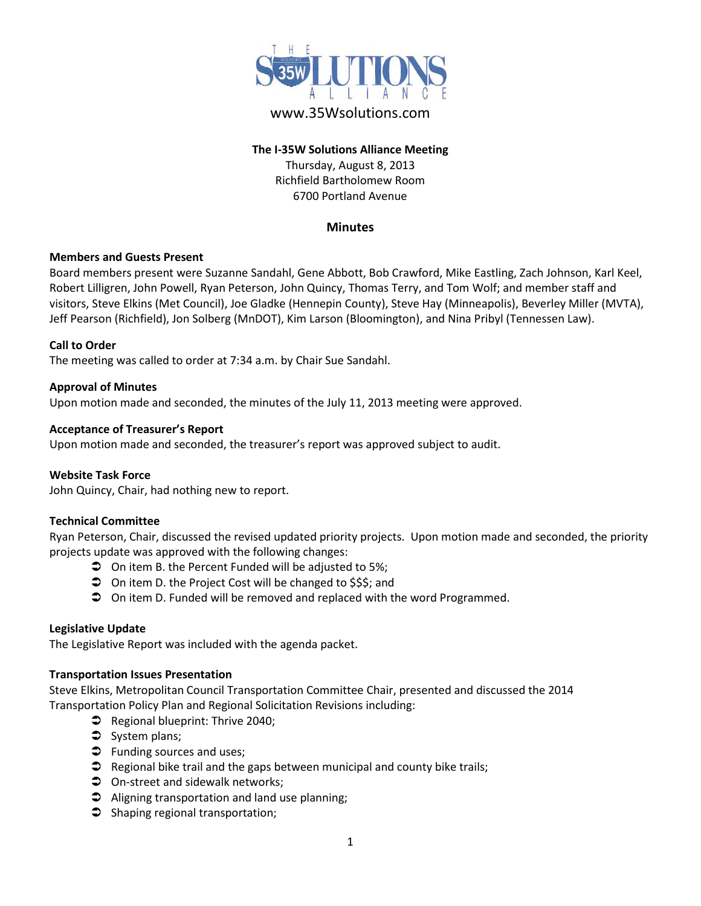# THE 35W SOLUTIONS ALLIANCE

www.35Wsolutions.com

**The I-35W Solutions Alliance Meeting**
Thursday, August 8, 2013
Richfield Bartholomew Room
6700 Portland Avenue

## Minutes

### Members and Guests Present

Board members present were Suzanne Sandahl, Gene Abbott, Bob Crawford, Mike Eastling, Zach Johnson, Karl Keel, Robert Lilligren, John Powell, Ryan Peterson, John Quincy, Thomas Terry, and Tom Wolf; and member staff and visitors, Steve Elkins (Met Council), Joe Gladke (Hennepin County), Steve Hay (Minneapolis), Beverley Miller (MVTA), Jeff Pearson (Richfield), Jon Solberg (MnDOT), Kim Larson (Bloomington), and Nina Pribyl (Tennessen Law).

### Call to Order

The meeting was called to order at 7:34 a.m. by Chair Sue Sandahl.

### Approval of Minutes

Upon motion made and seconded, the minutes of the July 11, 2013 meeting were approved.

### Acceptance of Treasurer's Report

Upon motion made and seconded, the treasurer's report was approved subject to audit.

### Website Task Force

John Quincy, Chair, had nothing new to report.

### Technical Committee

Ryan Peterson, Chair, discussed the revised updated priority projects. Upon motion made and seconded, the priority projects update was approved with the following changes:

- On item B. the Percent Funded will be adjusted to 5%;
- On item D. the Project Cost will be changed to $$$; and
- On item D. Funded will be removed and replaced with the word Programmed.

### Legislative Update

The Legislative Report was included with the agenda packet.

### Transportation Issues Presentation

Steve Elkins, Metropolitan Council Transportation Committee Chair, presented and discussed the 2014 Transportation Policy Plan and Regional Solicitation Revisions including:

- Regional blueprint: Thrive 2040;
- System plans;
- Funding sources and uses;
- Regional bike trail and the gaps between municipal and county bike trails;
- On-street and sidewalk networks;
- Aligning transportation and land use planning;
- Shaping regional transportation;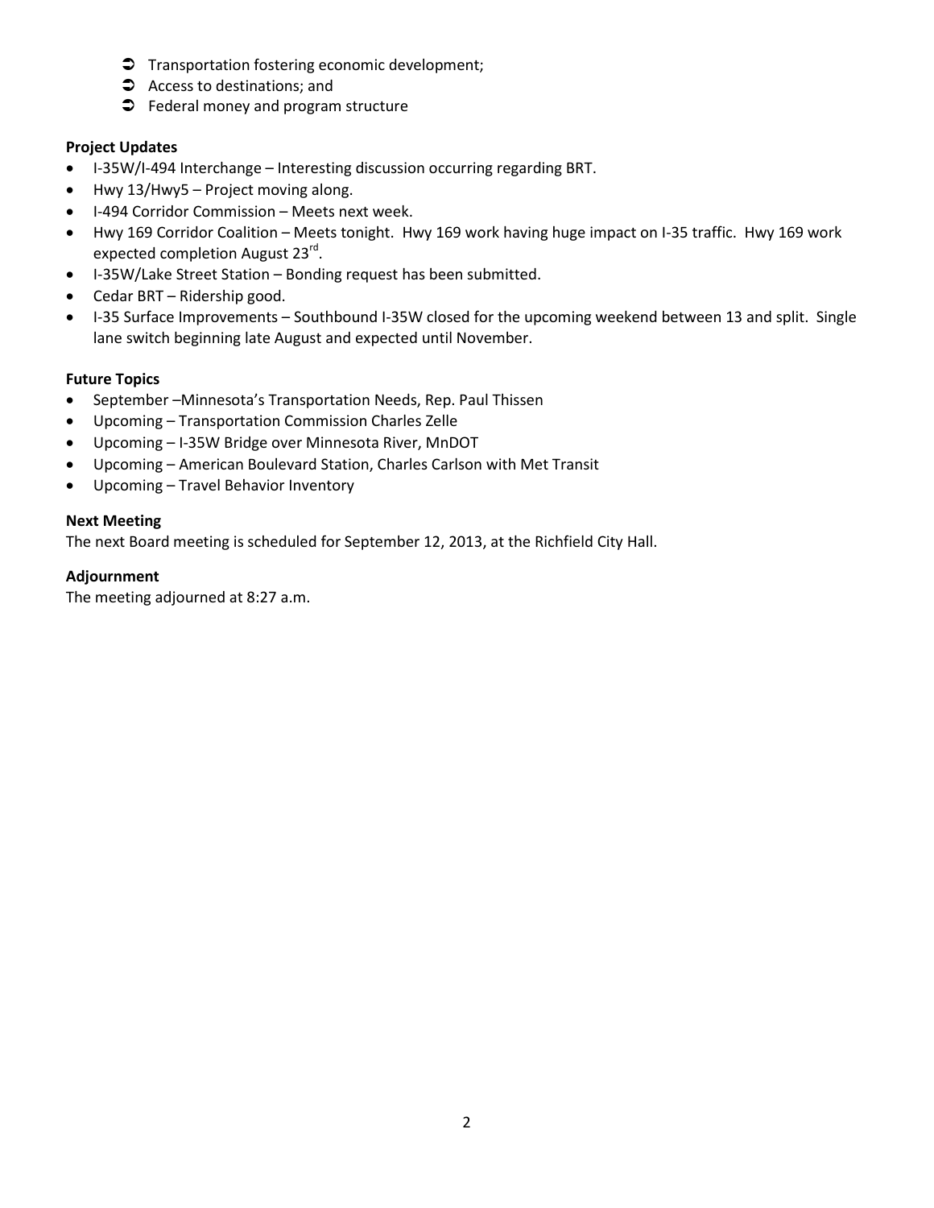- Transportation fostering economic development;
- Access to destinations; and
- Federal money and program structure

**Project Updates**

- I-35W/I-494 Interchange – Interesting discussion occurring regarding BRT.
- Hwy 13/Hwy5 – Project moving along.
- I-494 Corridor Commission – Meets next week.
- Hwy 169 Corridor Coalition – Meets tonight. Hwy 169 work having huge impact on I-35 traffic. Hwy 169 work expected completion August 23rd.
- I-35W/Lake Street Station – Bonding request has been submitted.
- Cedar BRT – Ridership good.
- I-35 Surface Improvements – Southbound I-35W closed for the upcoming weekend between 13 and split. Single lane switch beginning late August and expected until November.

**Future Topics**

- September –Minnesota's Transportation Needs, Rep. Paul Thissen
- Upcoming – Transportation Commission Charles Zelle
- Upcoming – I-35W Bridge over Minnesota River, MnDOT
- Upcoming – American Boulevard Station, Charles Carlson with Met Transit
- Upcoming – Travel Behavior Inventory

**Next Meeting**

The next Board meeting is scheduled for September 12, 2013, at the Richfield City Hall.

**Adjournment**

The meeting adjourned at 8:27 a.m.